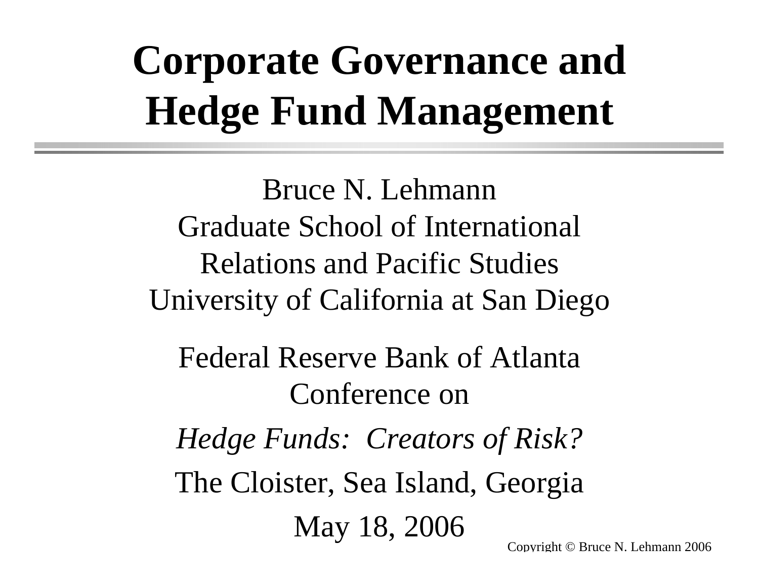# Corporate Governance and Hedge Fund Management

Bruce N. Lehmann
Graduate School of International Relations and Pacific Studies
University of California at San Diego

Federal Reserve Bank of Atlanta
Conference on

*Hedge Funds: Creators of Risk?*

The Cloister, Sea Island, Georgia

May 18, 2006

Copyright © Bruce N. Lehmann 2006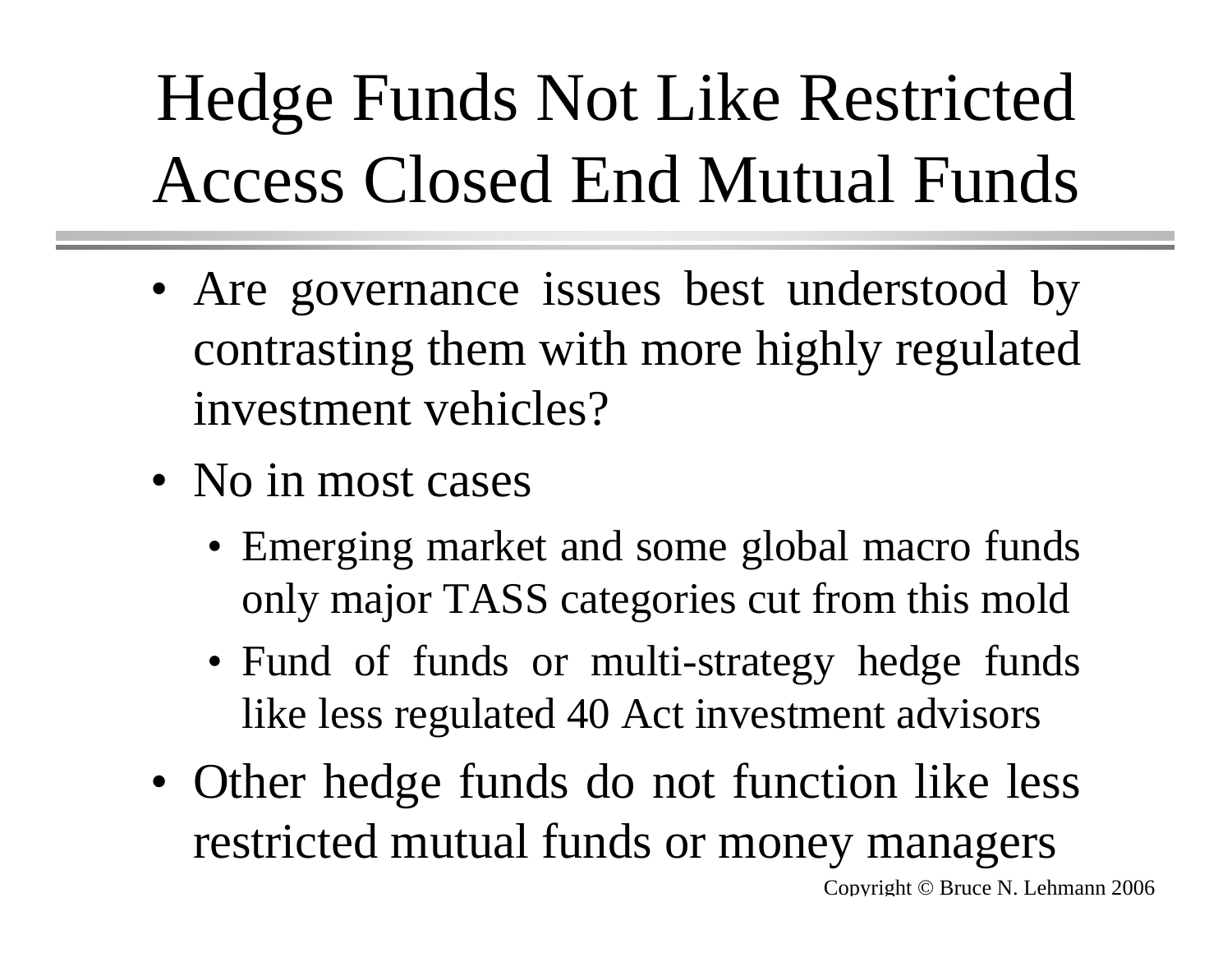# Hedge Funds Not Like Restricted Access Closed End Mutual Funds

- Are governance issues best understood by contrasting them with more highly regulated investment vehicles?
- No in most cases
  - Emerging market and some global macro funds only major TASS categories cut from this mold
  - Fund of funds or multi-strategy hedge funds like less regulated 40 Act investment advisors
- Other hedge funds do not function like less restricted mutual funds or money managers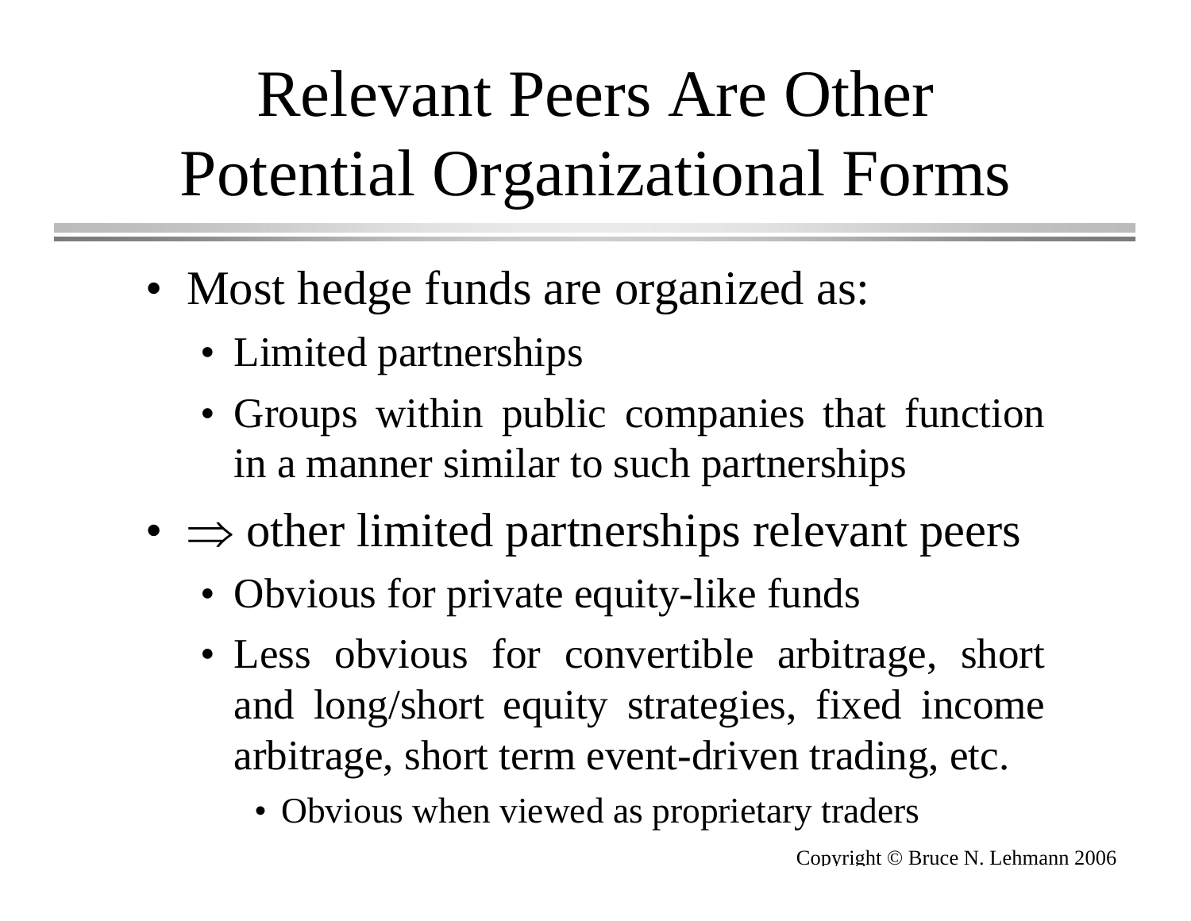# Relevant Peers Are Other Potential Organizational Forms

- Most hedge funds are organized as:
  - Limited partnerships
  - Groups within public companies that function in a manner similar to such partnerships
- $\Rightarrow$ other limited partnerships relevant peers
  - Obvious for private equity-like funds
  - Less obvious for convertible arbitrage, short and long/short equity strategies, fixed income arbitrage, short term event-driven trading, etc.
    - Obvious when viewed as proprietary traders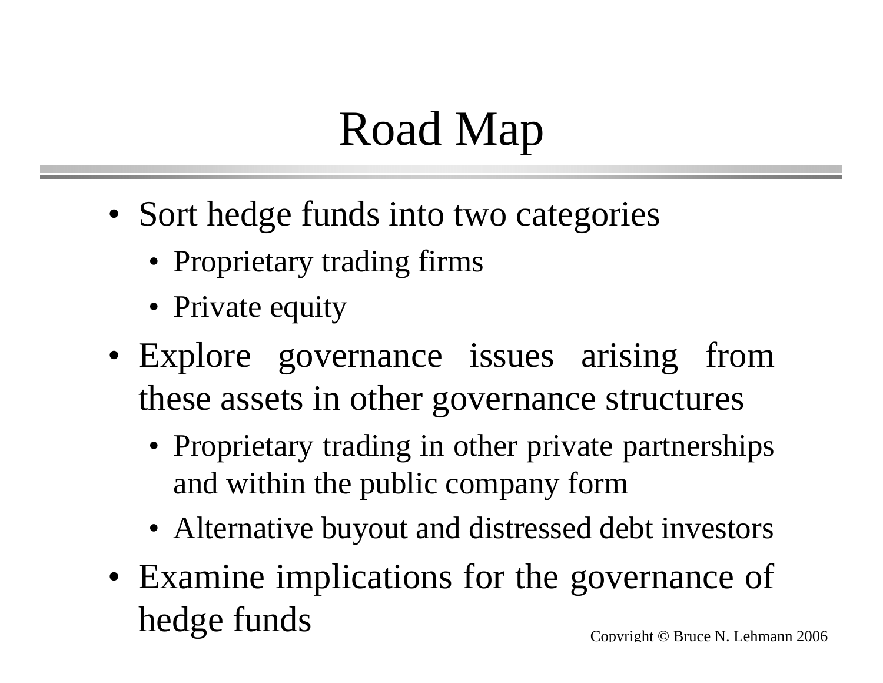# Road Map

- Sort hedge funds into two categories
  - Proprietary trading firms
  - Private equity
- Explore governance issues arising from these assets in other governance structures
  - Proprietary trading in other private partnerships and within the public company form
  - Alternative buyout and distressed debt investors
- Examine implications for the governance of hedge funds

Copyright © Bruce N. Lehmann 2006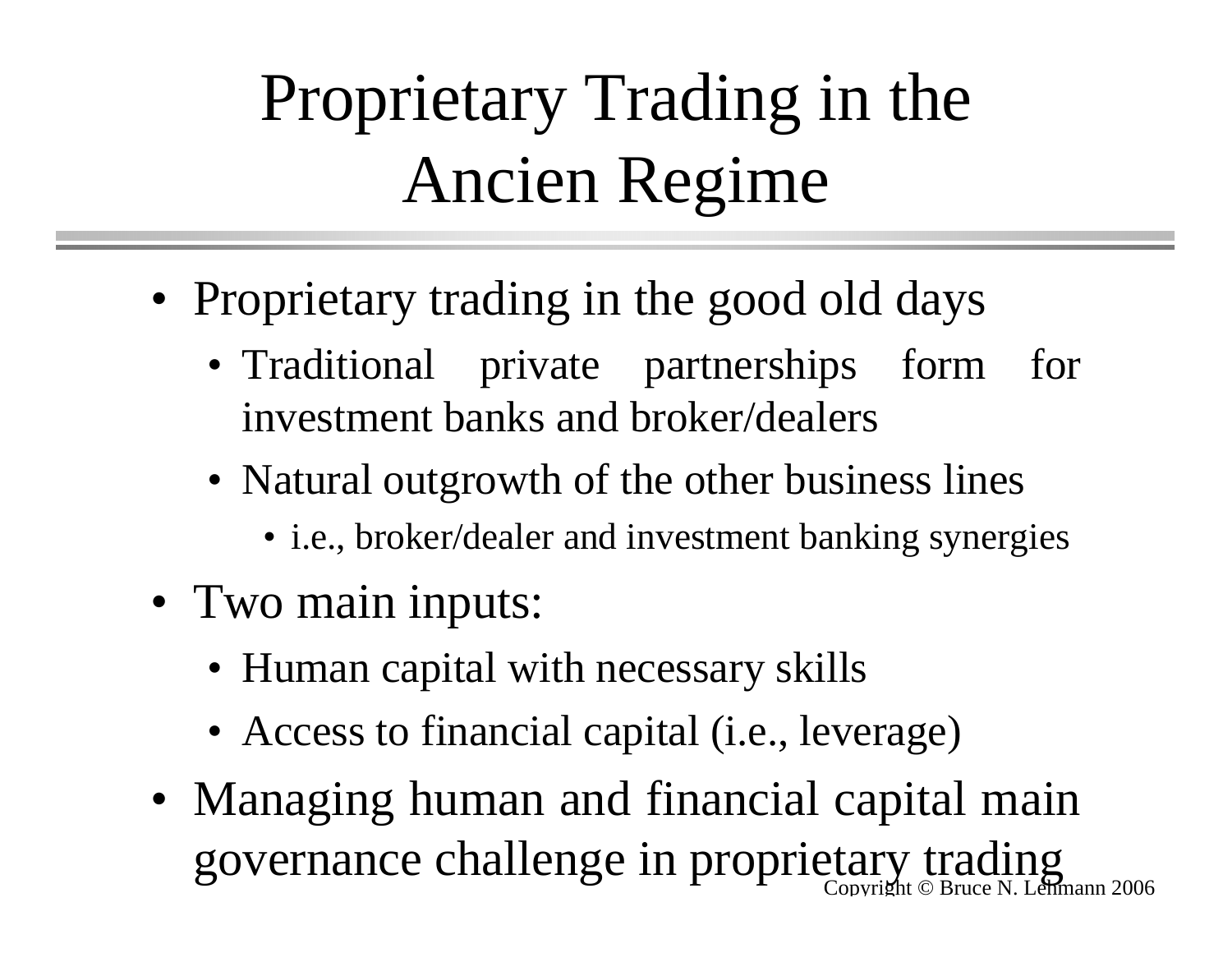# Proprietary Trading in the Ancien Regime

- Proprietary trading in the good old days
  - Traditional private partnerships form for investment banks and broker/dealers
  - Natural outgrowth of the other business lines
    - i.e., broker/dealer and investment banking synergies
- Two main inputs:
  - Human capital with necessary skills
  - Access to financial capital (i.e., leverage)
- Managing human and financial capital main governance challenge in proprietary trading

Copyright © Bruce N. Lehmann 2006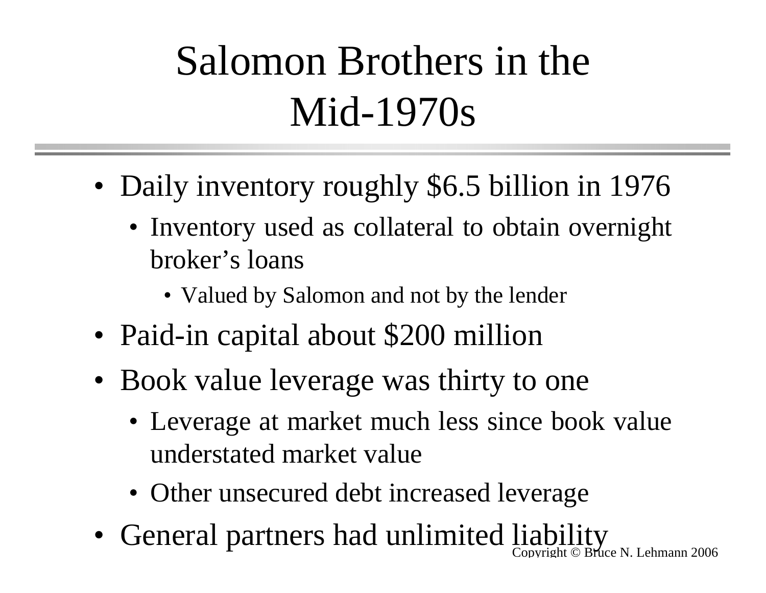# Salomon Brothers in the Mid-1970s

- Daily inventory roughly $6.5 billion in 1976
  - Inventory used as collateral to obtain overnight broker's loans
    - Valued by Salomon and not by the lender
- Paid-in capital about $200 million
- Book value leverage was thirty to one
  - Leverage at market much less since book value understated market value
  - Other unsecured debt increased leverage
- General partners had unlimited liability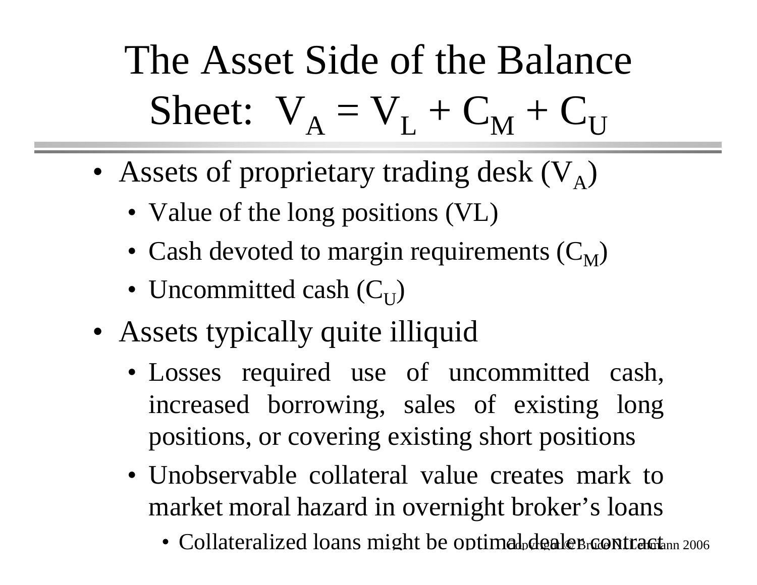# The Asset Side of the Balance Sheet: $V_A = V_L + C_M + C_U$

- Assets of proprietary trading desk ($V_A$)
  - Value of the long positions (VL)
  - Cash devoted to margin requirements ($C_M$)
  - Uncommitted cash ($C_U$)
- Assets typically quite illiquid
  - Losses required use of uncommitted cash, increased borrowing, sales of existing long positions, or covering existing short positions
  - Unobservable collateral value creates mark to market moral hazard in overnight broker's loans
    - Collateralized loans might be optimal dealer contract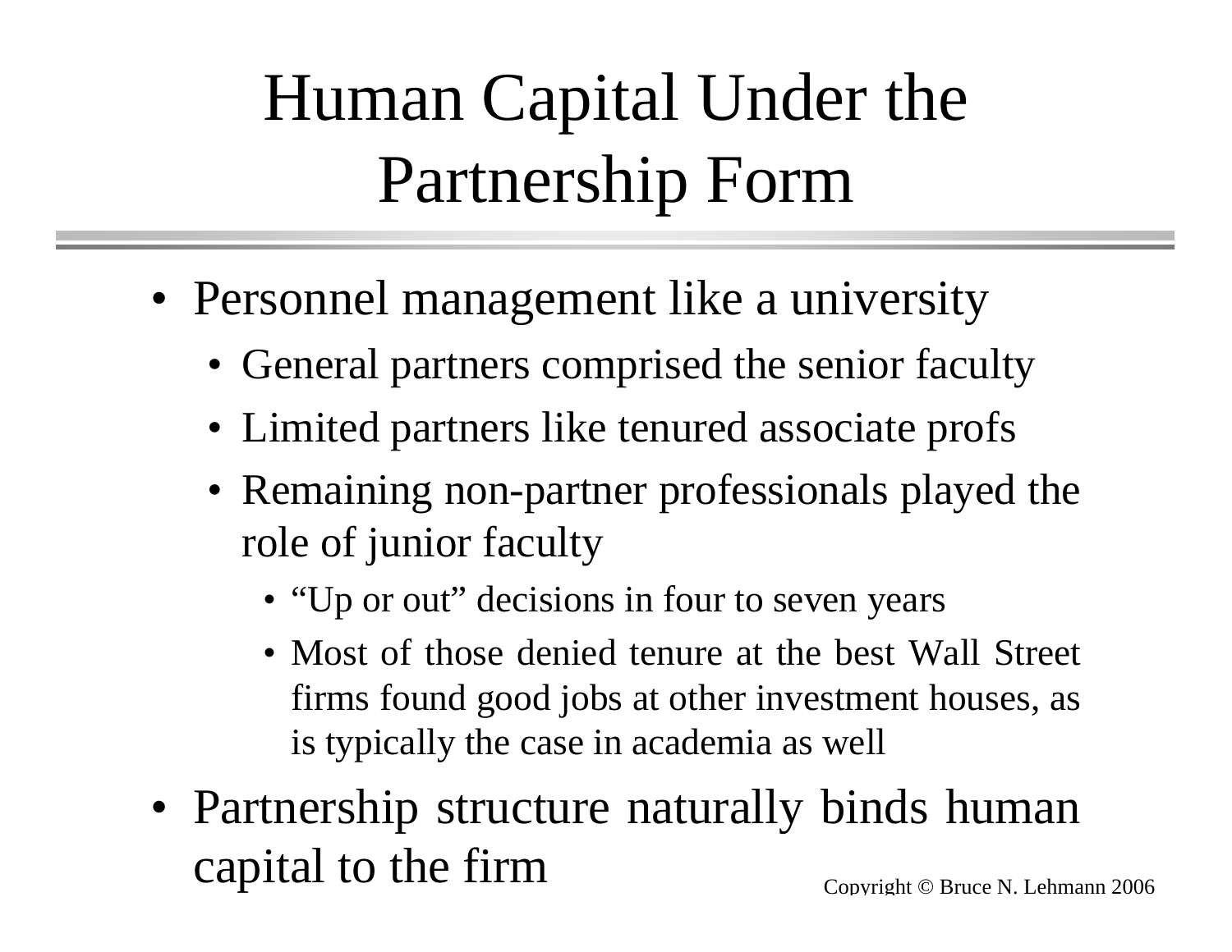# Human Capital Under the Partnership Form

- Personnel management like a university
  - General partners comprised the senior faculty
  - Limited partners like tenured associate profs
  - Remaining non-partner professionals played the role of junior faculty
    - “Up or out” decisions in four to seven years
    - Most of those denied tenure at the best Wall Street firms found good jobs at other investment houses, as is typically the case in academia as well
- Partnership structure naturally binds human capital to the firm

Copyright © Bruce N. Lehmann 2006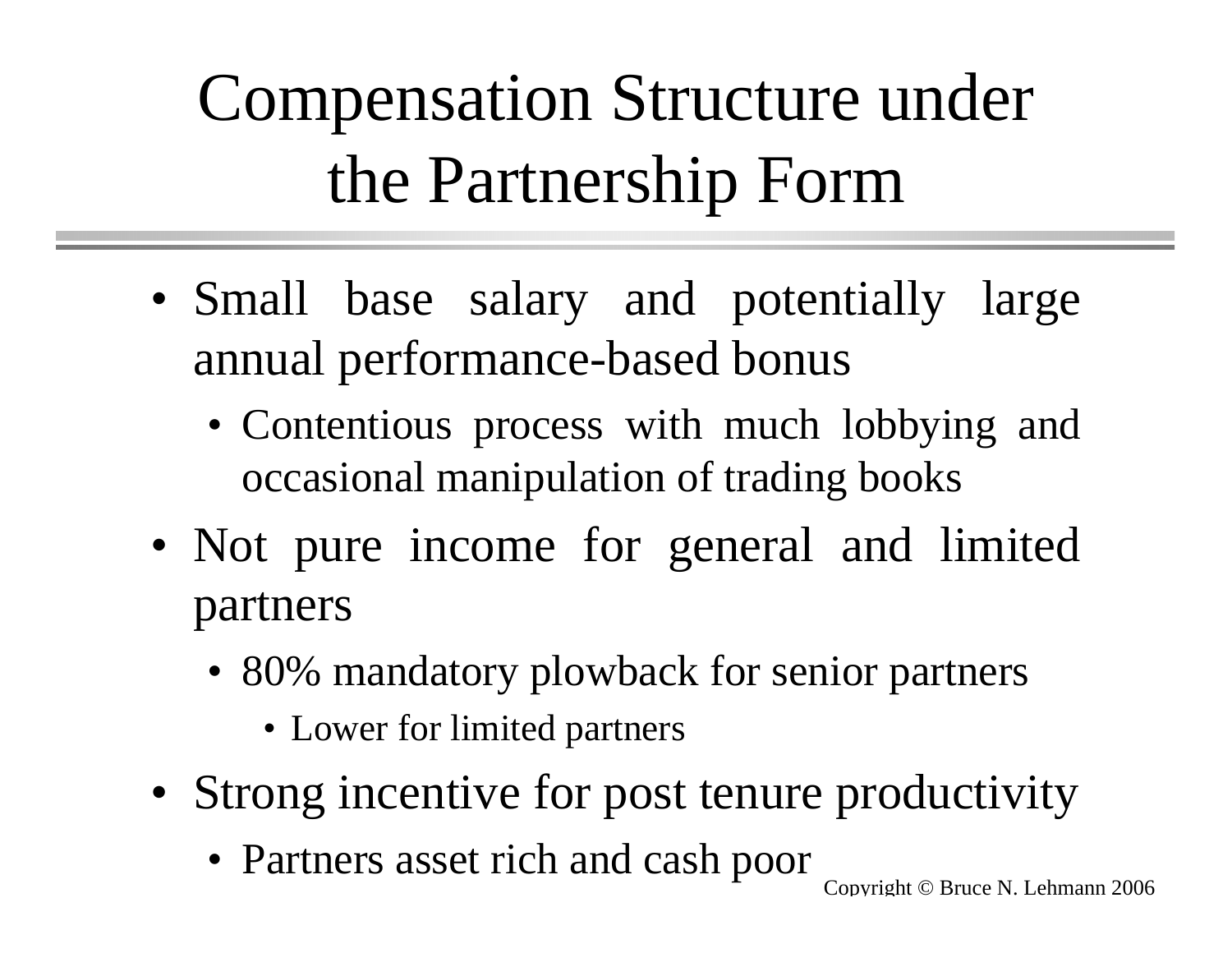# Compensation Structure under the Partnership Form

- Small base salary and potentially large annual performance-based bonus
  - Contentious process with much lobbying and occasional manipulation of trading books
- Not pure income for general and limited partners
  - 80% mandatory plowback for senior partners
    - Lower for limited partners
- Strong incentive for post tenure productivity
  - Partners asset rich and cash poor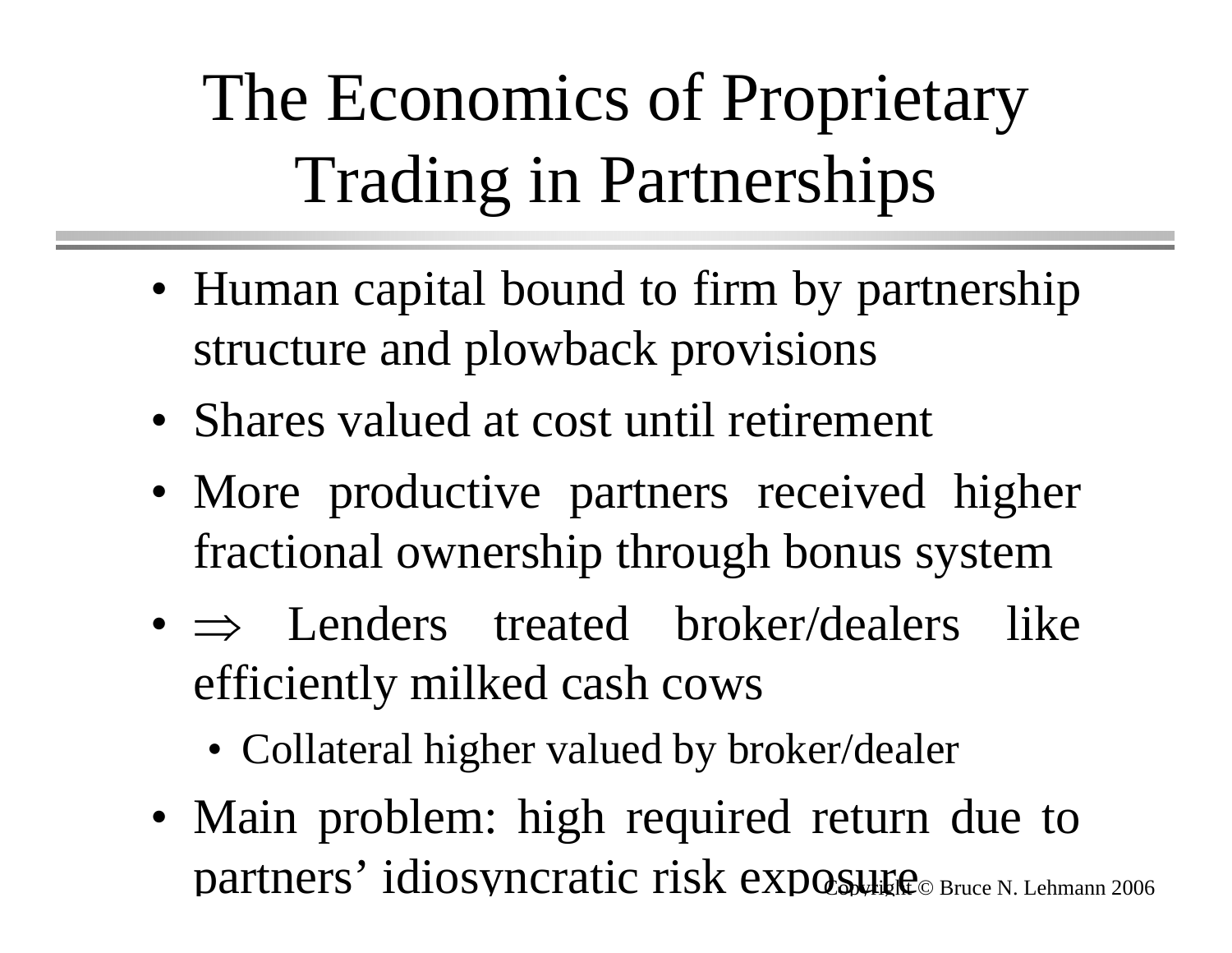# The Economics of Proprietary Trading in Partnerships

- Human capital bound to firm by partnership structure and plowback provisions
- Shares valued at cost until retirement
- More productive partners received higher fractional ownership through bonus system
- $\Rightarrow$ Lenders treated broker/dealers like efficiently milked cash cows
  - Collateral higher valued by broker/dealer
- Main problem: high required return due to partners' idiosyncratic risk exposure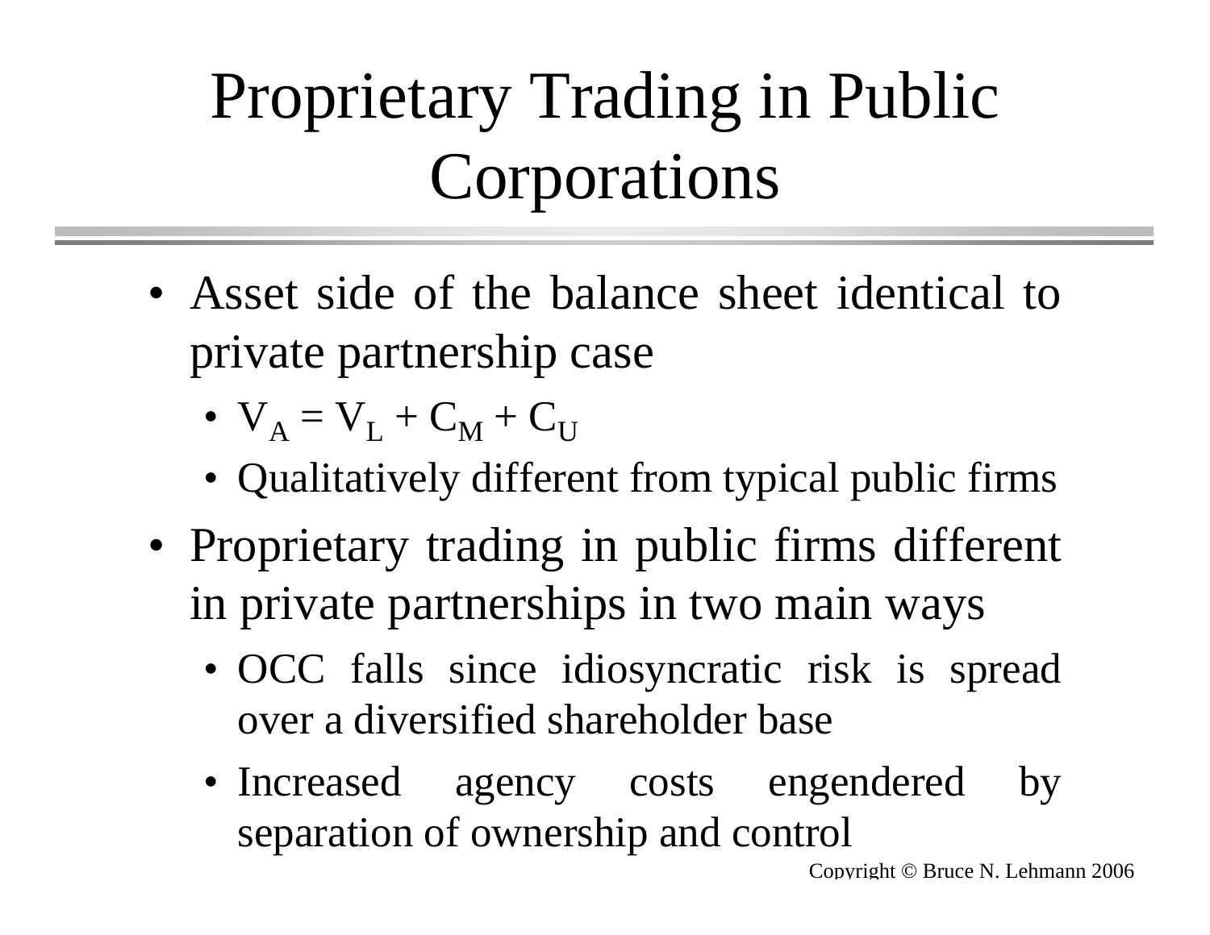# Proprietary Trading in Public Corporations

- Asset side of the balance sheet identical to private partnership case
  - $V_A = V_L + C_M + C_U$
  - Qualitatively different from typical public firms
- Proprietary trading in public firms different in private partnerships in two main ways
  - OCC falls since idiosyncratic risk is spread over a diversified shareholder base
  - Increased agency costs engendered by separation of ownership and control

Copyright © Bruce N. Lehmann 2006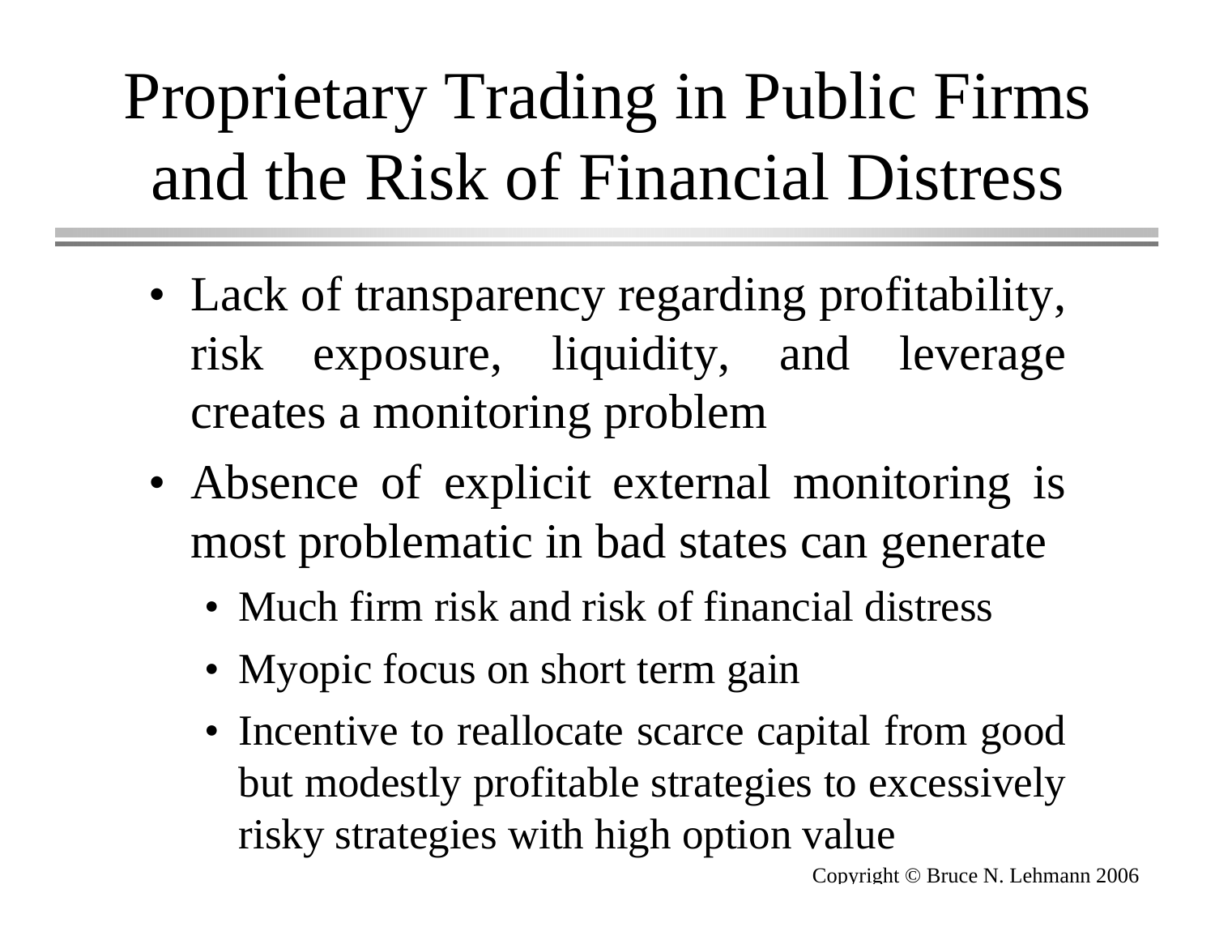# Proprietary Trading in Public Firms and the Risk of Financial Distress

- Lack of transparency regarding profitability, risk exposure, liquidity, and leverage creates a monitoring problem
- Absence of explicit external monitoring is most problematic in bad states can generate
  - Much firm risk and risk of financial distress
  - Myopic focus on short term gain
  - Incentive to reallocate scarce capital from good but modestly profitable strategies to excessively risky strategies with high option value

Copyright © Bruce N. Lehmann 2006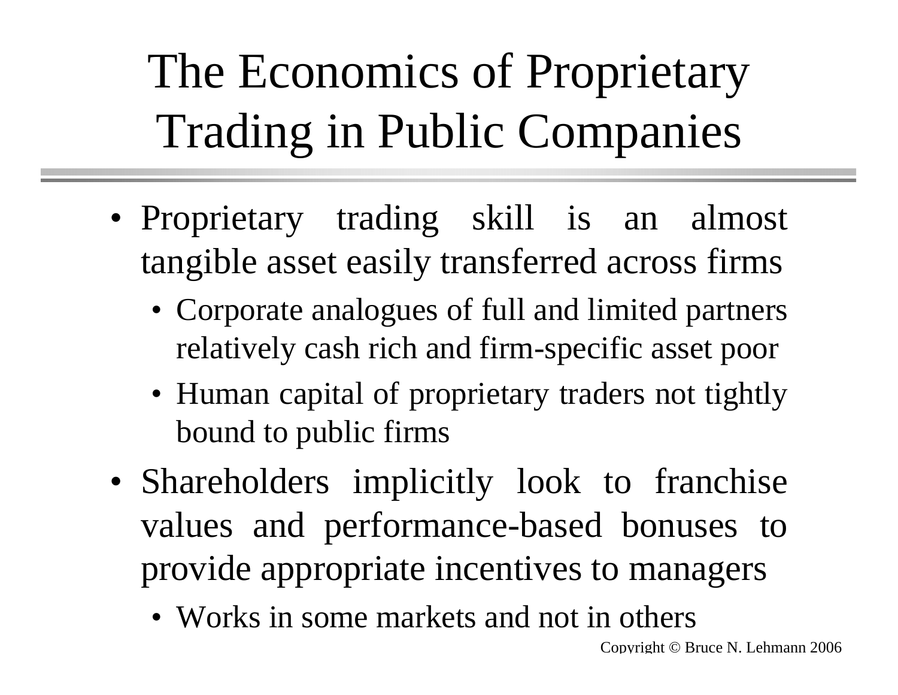# The Economics of Proprietary Trading in Public Companies

- Proprietary trading skill is an almost tangible asset easily transferred across firms
  - Corporate analogues of full and limited partners relatively cash rich and firm-specific asset poor
  - Human capital of proprietary traders not tightly bound to public firms
- Shareholders implicitly look to franchise values and performance-based bonuses to provide appropriate incentives to managers
  - Works in some markets and not in others

Copyright © Bruce N. Lehmann 2006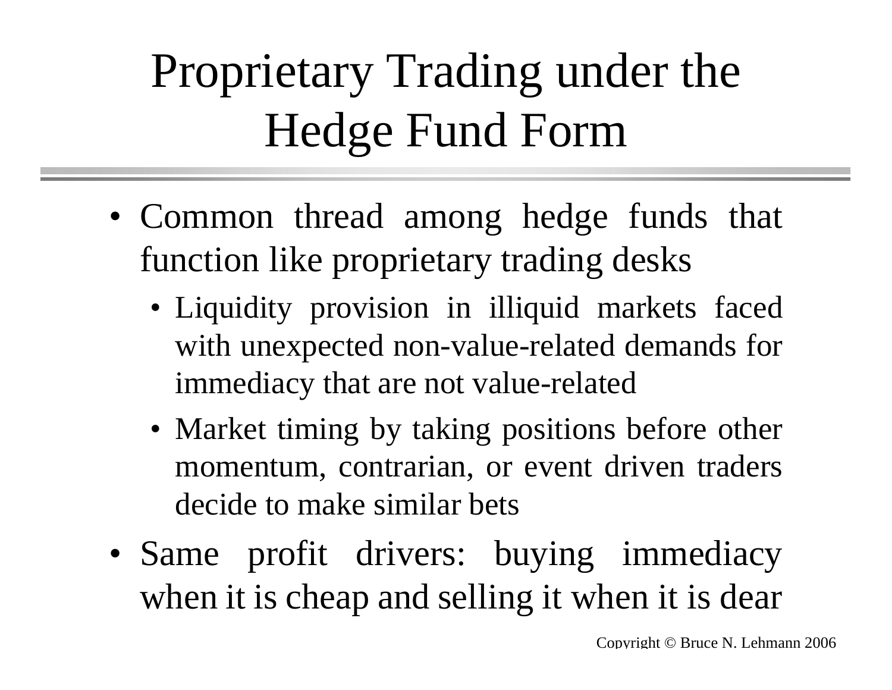# Proprietary Trading under the Hedge Fund Form

- Common thread among hedge funds that function like proprietary trading desks
  - Liquidity provision in illiquid markets faced with unexpected non-value-related demands for immediacy that are not value-related
  - Market timing by taking positions before other momentum, contrarian, or event driven traders decide to make similar bets
- Same profit drivers: buying immediacy when it is cheap and selling it when it is dear

Copyright © Bruce N. Lehmann 2006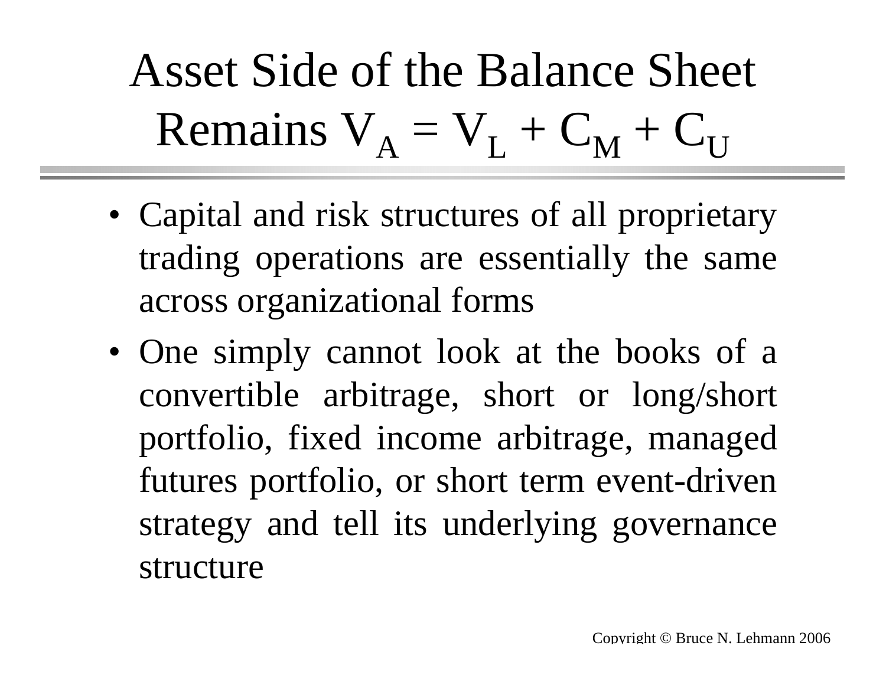# Asset Side of the Balance Sheet Remains $V_A = V_L + C_M + C_U$

- Capital and risk structures of all proprietary trading operations are essentially the same across organizational forms
- One simply cannot look at the books of a convertible arbitrage, short or long/short portfolio, fixed income arbitrage, managed futures portfolio, or short term event-driven strategy and tell its underlying governance structure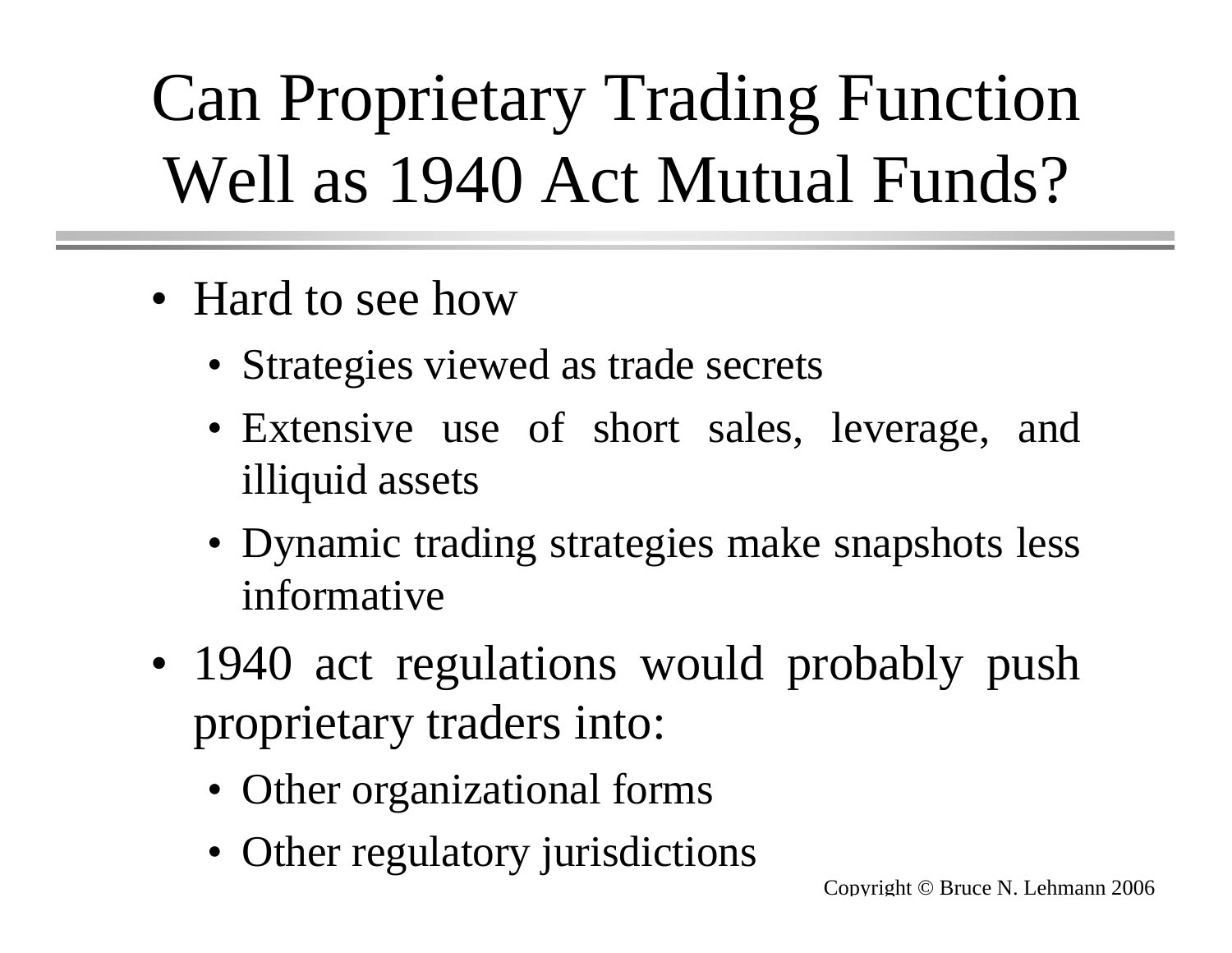# Can Proprietary Trading Function Well as 1940 Act Mutual Funds?

- Hard to see how
  - Strategies viewed as trade secrets
  - Extensive use of short sales, leverage, and illiquid assets
  - Dynamic trading strategies make snapshots less informative
- 1940 act regulations would probably push proprietary traders into:
  - Other organizational forms
  - Other regulatory jurisdictions

Copyright © Bruce N. Lehmann 2006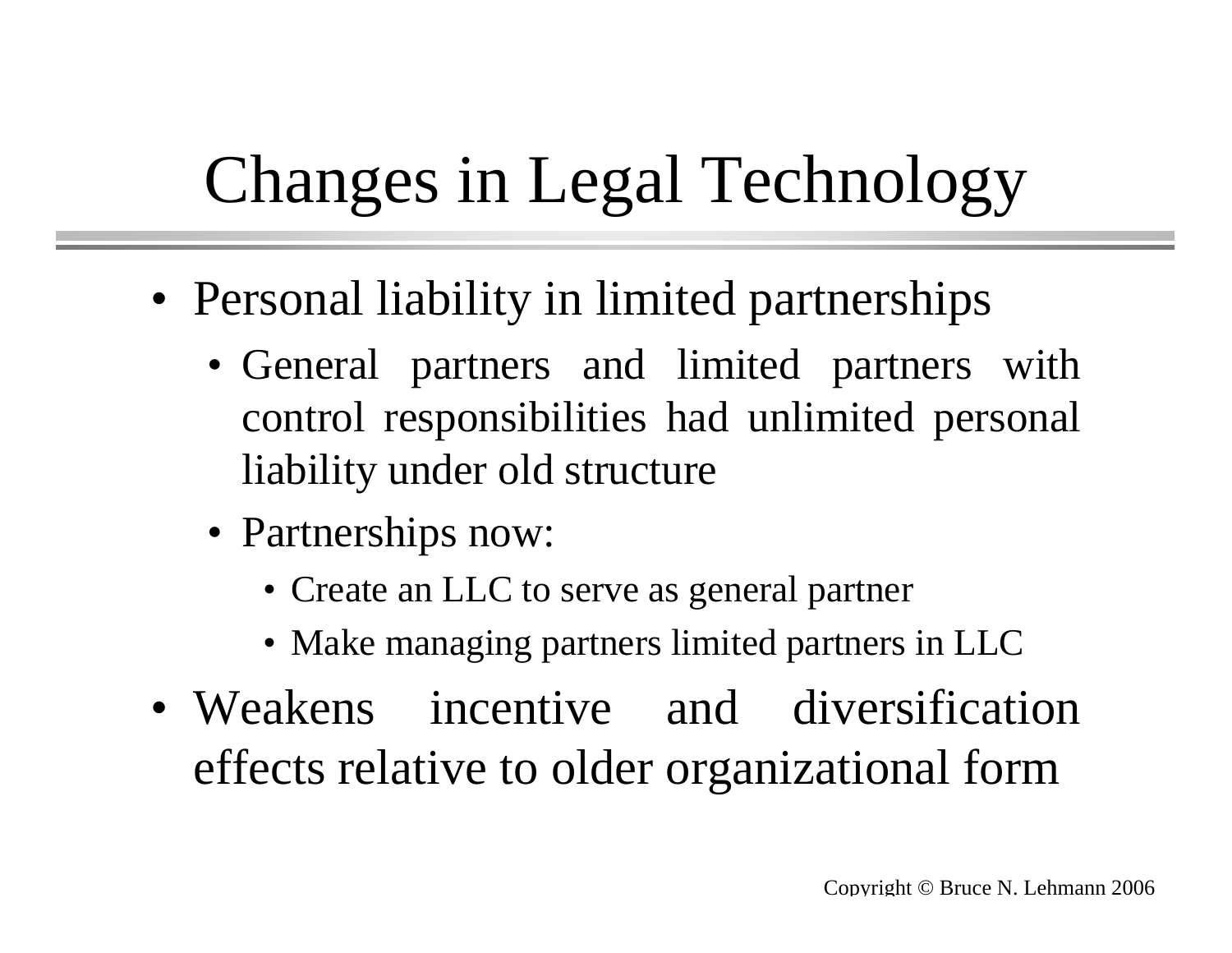# Changes in Legal Technology

- Personal liability in limited partnerships
  - General partners and limited partners with control responsibilities had unlimited personal liability under old structure
  - Partnerships now:
    - Create an LLC to serve as general partner
    - Make managing partners limited partners in LLC
- Weakens incentive and diversification effects relative to older organizational form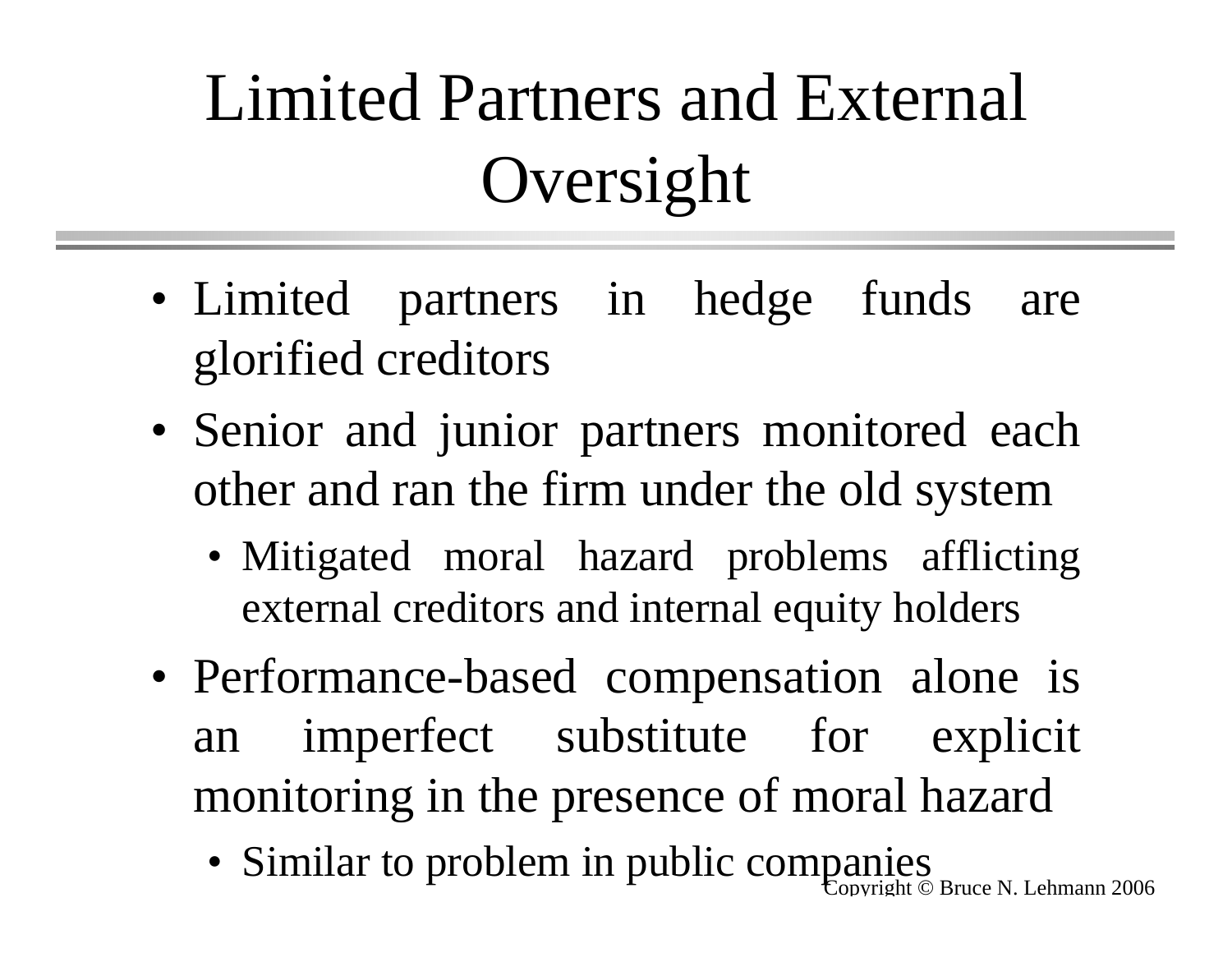# Limited Partners and External Oversight

- Limited partners in hedge funds are glorified creditors
- Senior and junior partners monitored each other and ran the firm under the old system
  - Mitigated moral hazard problems afflicting external creditors and internal equity holders
- Performance-based compensation alone is an imperfect substitute for explicit monitoring in the presence of moral hazard
  - Similar to problem in public companies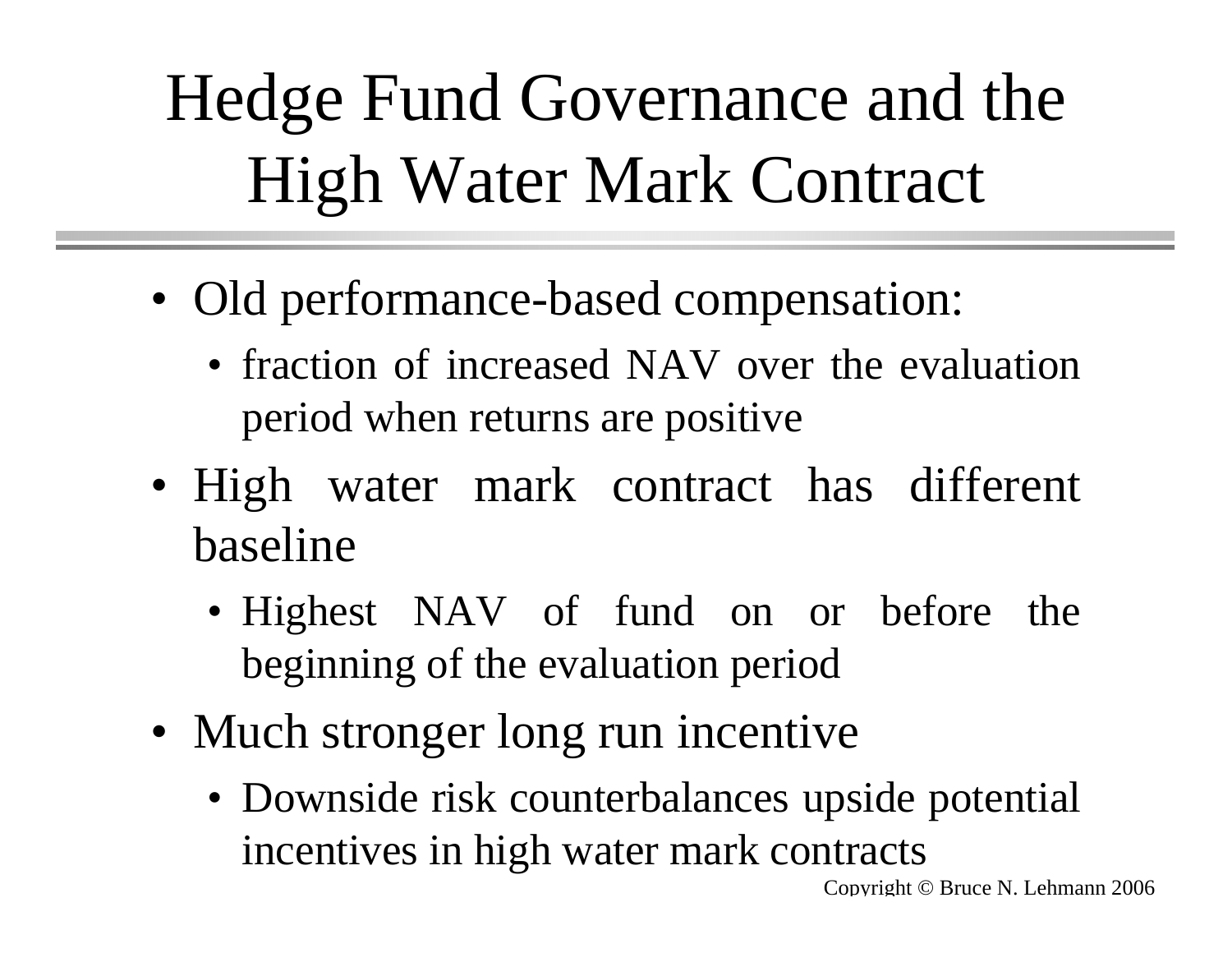# Hedge Fund Governance and the High Water Mark Contract

- Old performance-based compensation:
  - fraction of increased NAV over the evaluation period when returns are positive
- High water mark contract has different baseline
  - Highest NAV of fund on or before the beginning of the evaluation period
- Much stronger long run incentive
  - Downside risk counterbalances upside potential incentives in high water mark contracts

Copyright © Bruce N. Lehmann 2006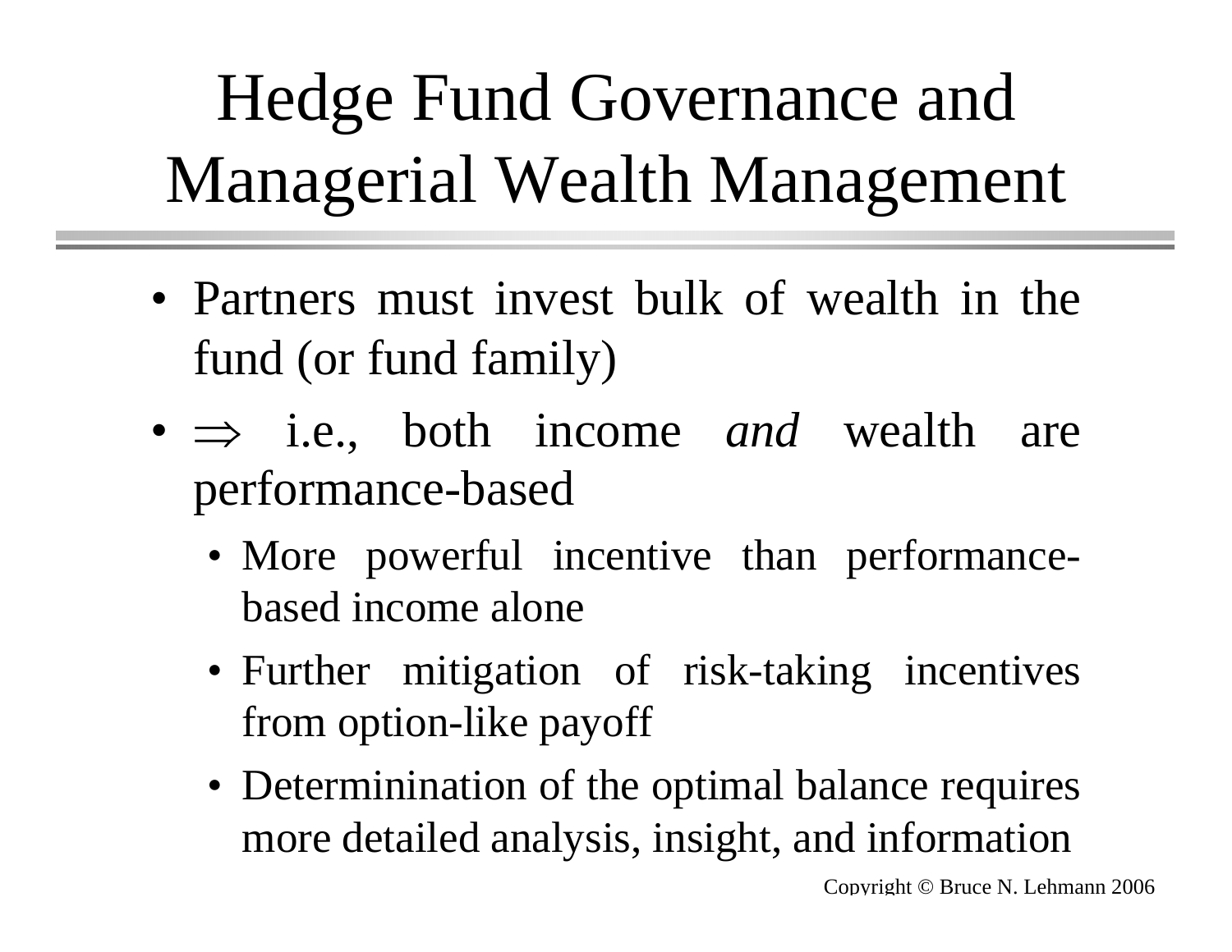# Hedge Fund Governance and Managerial Wealth Management

- Partners must invest bulk of wealth in the fund (or fund family)
- $\Rightarrow$ i.e., both income *and* wealth are performance-based
  - More powerful incentive than performance-based income alone
  - Further mitigation of risk-taking incentives from option-like payoff
  - Determinination of the optimal balance requires more detailed analysis, insight, and information

Copyright © Bruce N. Lehmann 2006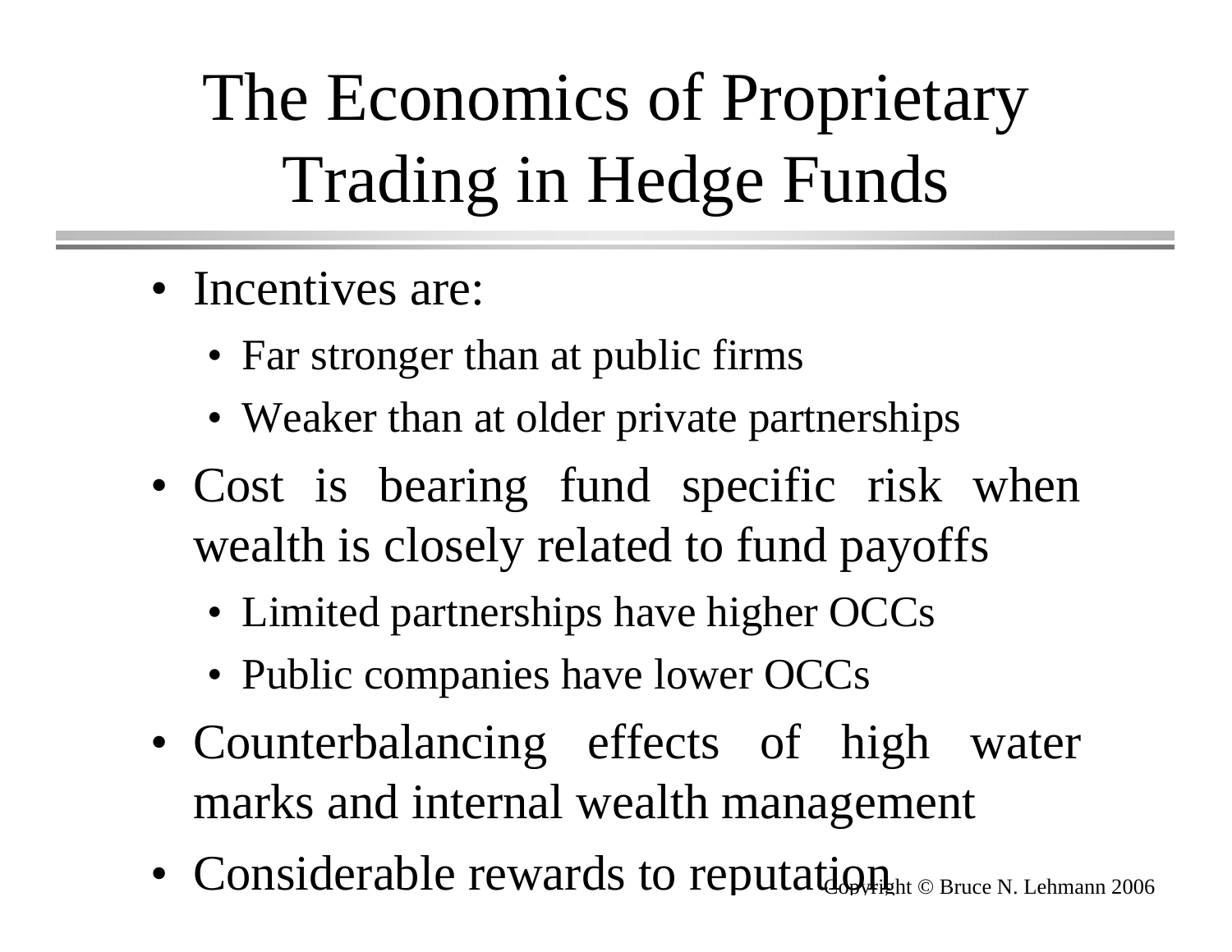# The Economics of Proprietary Trading in Hedge Funds

- Incentives are:
  - Far stronger than at public firms
  - Weaker than at older private partnerships
- Cost is bearing fund specific risk when wealth is closely related to fund payoffs
  - Limited partnerships have higher OCCs
  - Public companies have lower OCCs
- Counterbalancing effects of high water marks and internal wealth management
- Considerable rewards to reputation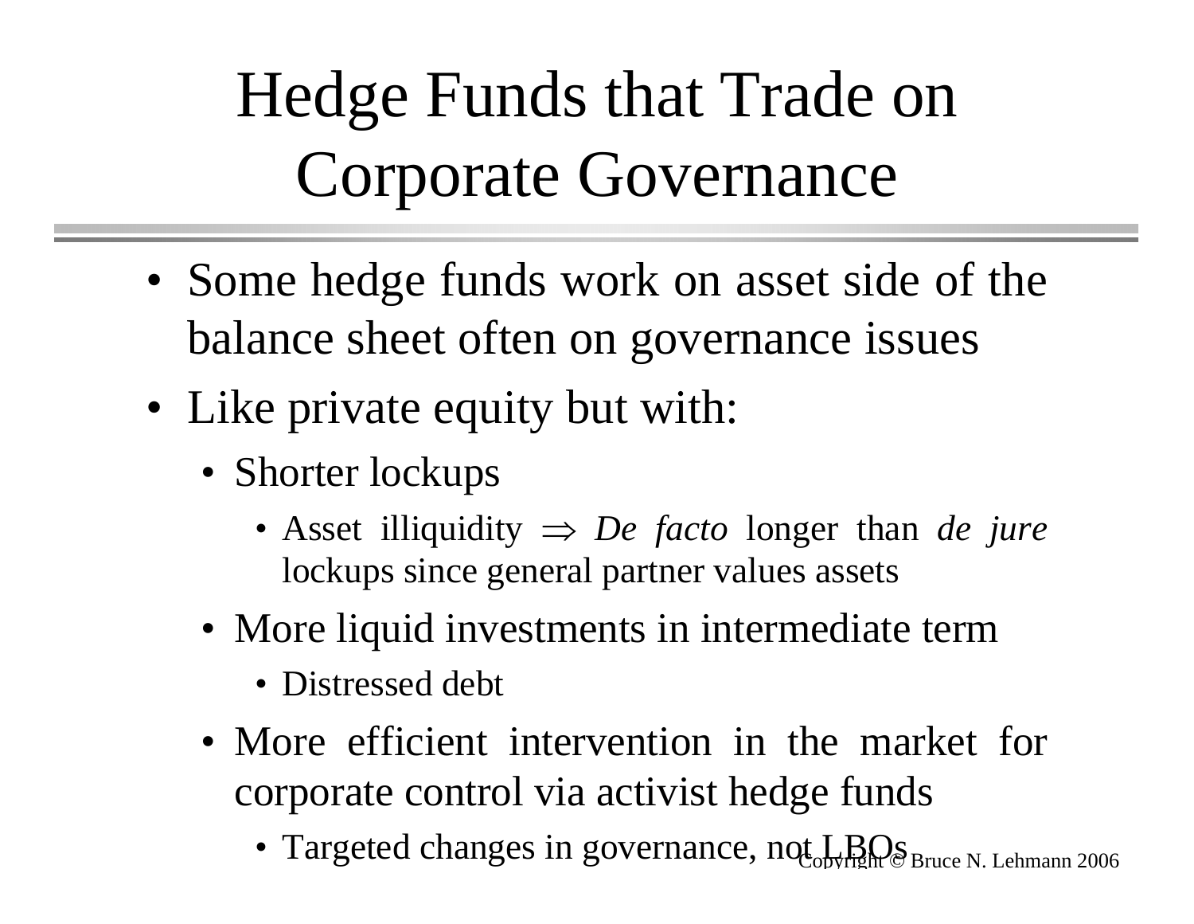# Hedge Funds that Trade on Corporate Governance

- Some hedge funds work on asset side of the balance sheet often on governance issues
- Like private equity but with:
  - Shorter lockups
    - Asset illiquidity $\Rightarrow$ *De facto* longer than *de jure* lockups since general partner values assets
  - More liquid investments in intermediate term
    - Distressed debt
  - More efficient intervention in the market for corporate control via activist hedge funds
    - Targeted changes in governance, not LBOs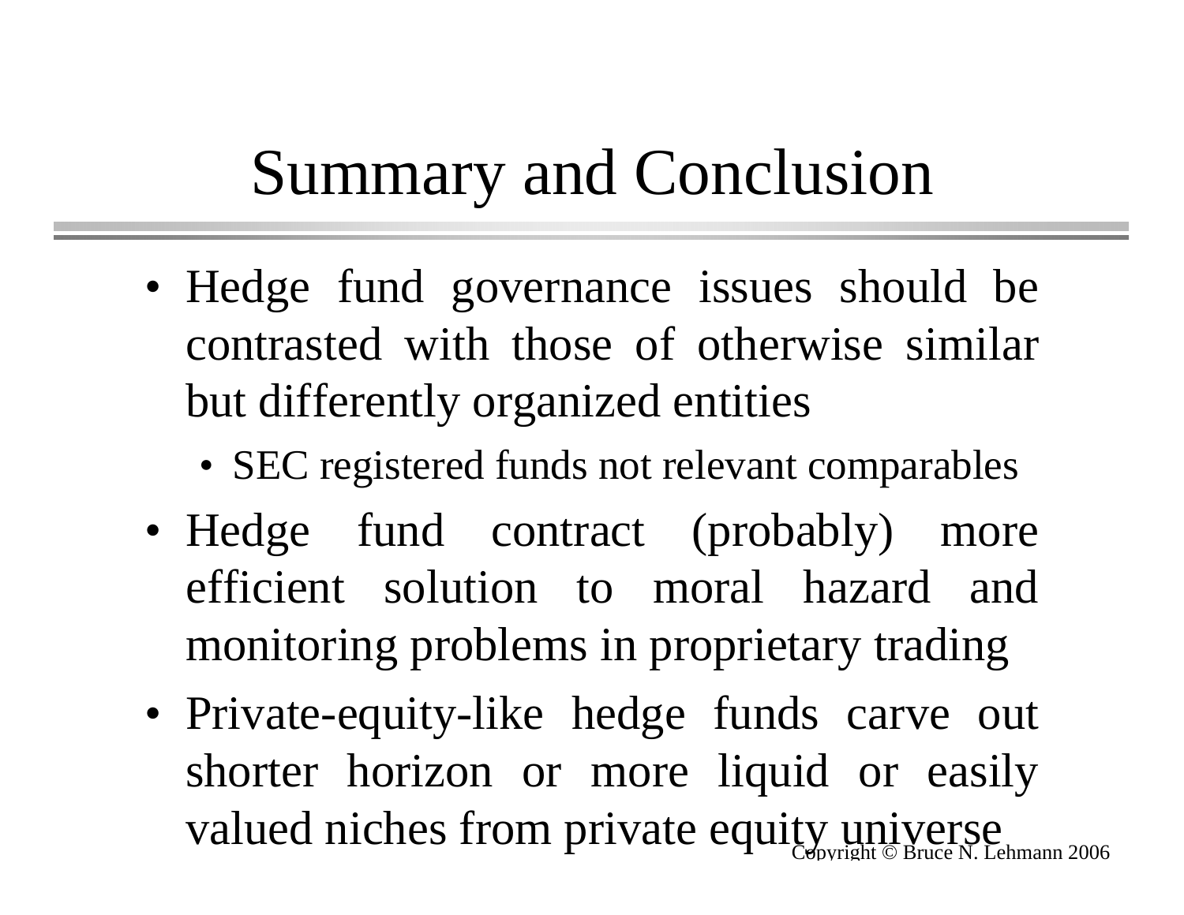# Summary and Conclusion

- Hedge fund governance issues should be contrasted with those of otherwise similar but differently organized entities
  - SEC registered funds not relevant comparables
- Hedge fund contract (probably) more efficient solution to moral hazard and monitoring problems in proprietary trading
- Private-equity-like hedge funds carve out shorter horizon or more liquid or easily valued niches from private equity universe

Copyright © Bruce N. Lehmann 2006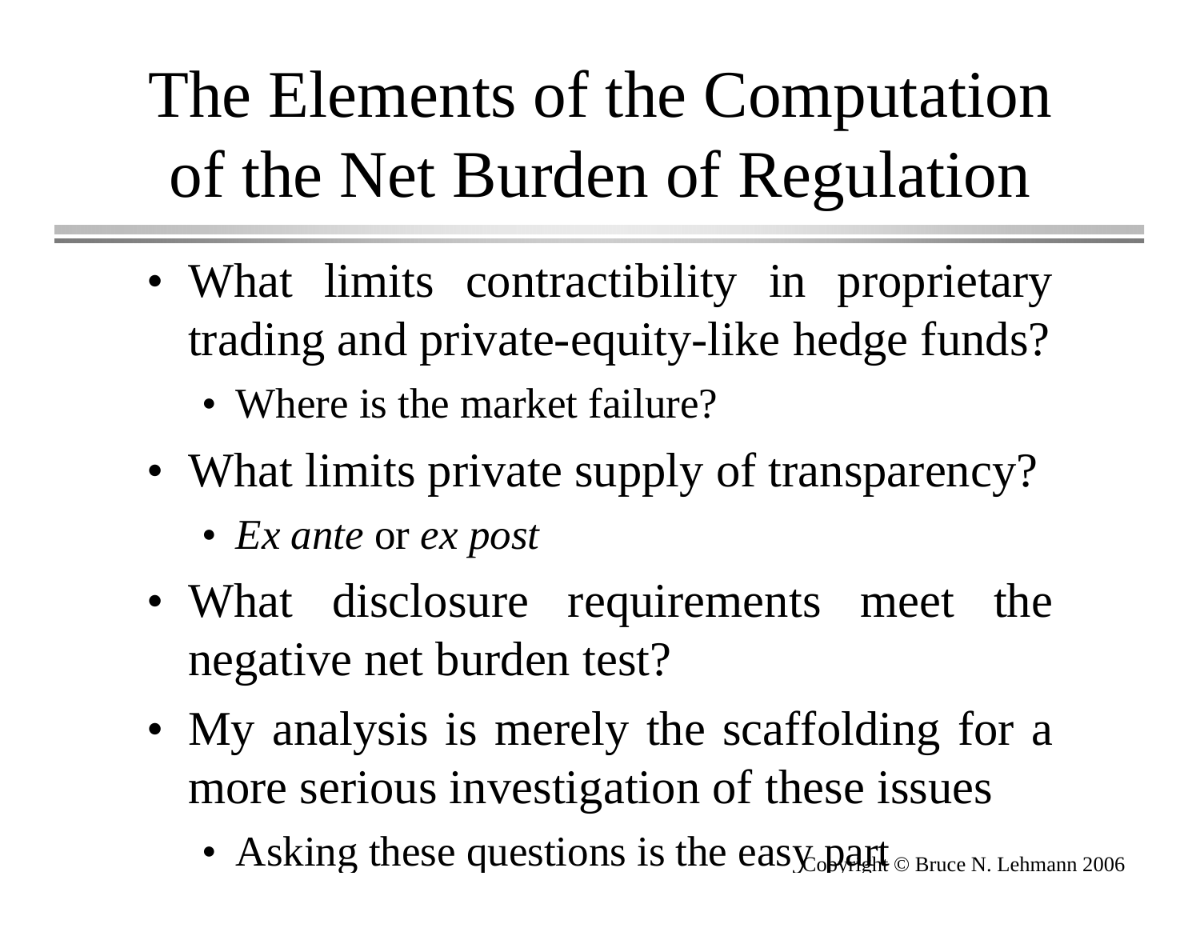# The Elements of the Computation of the Net Burden of Regulation

- What limits contractibility in proprietary trading and private-equity-like hedge funds?
  - Where is the market failure?
- What limits private supply of transparency?
  - *Ex ante* or *ex post*
- What disclosure requirements meet the negative net burden test?
- My analysis is merely the scaffolding for a more serious investigation of these issues
  - Asking these questions is the easy part